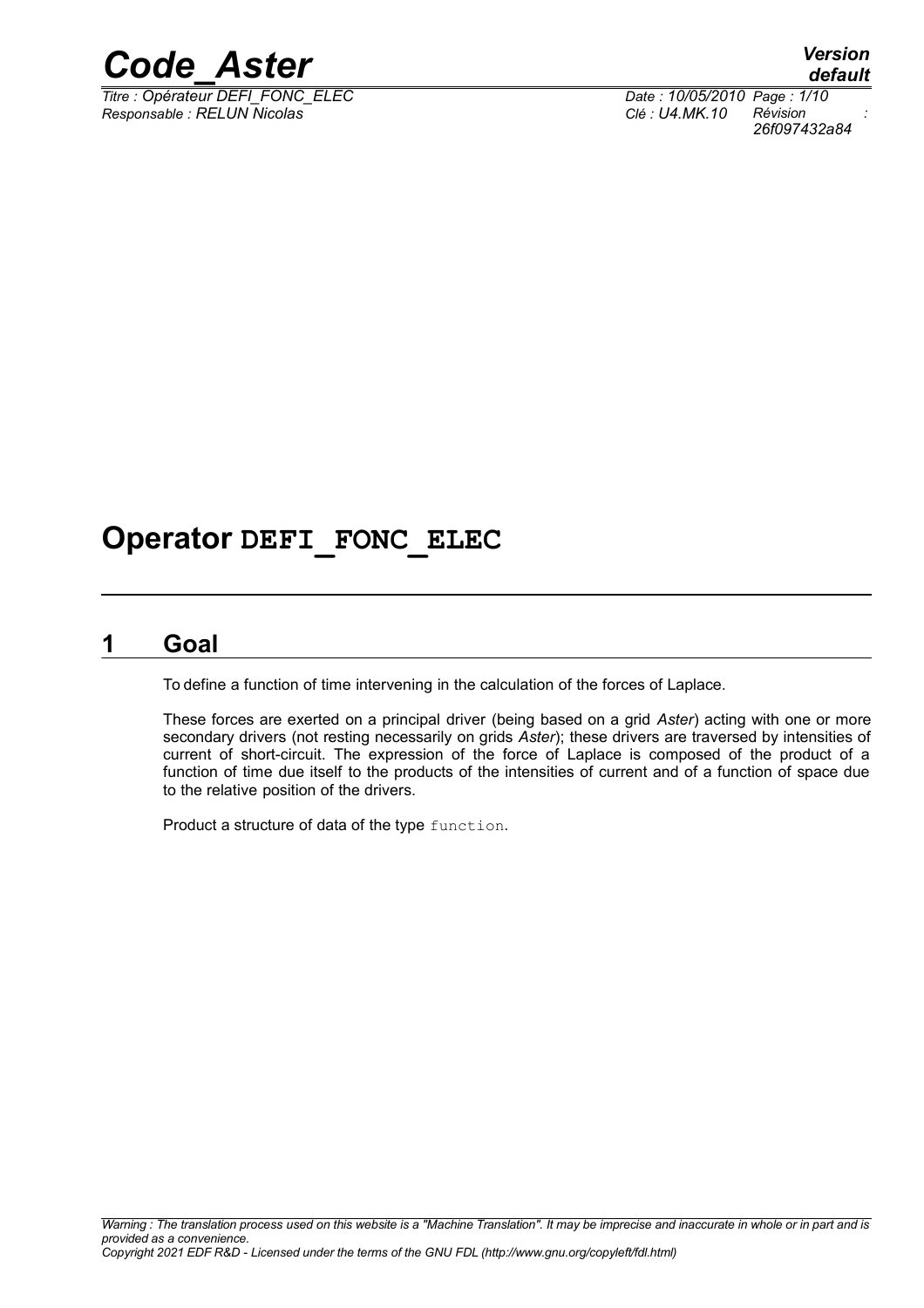# Operator DEFI_FONC_ELEC

## 1 Goal

To define a function of time intervening in the calculation of the forces of Laplace.

These forces are exerted on a principal driver (being based on a grid *Aster*) acting with one or more secondary drivers (not resting necessarily on grids *Aster*); these drivers are traversed by intensities of current of short-circuit. The expression of the force of Laplace is composed of the product of a function of time due itself to the products of the intensities of current and of a function of space due to the relative position of the drivers.

Product a structure of data of the type `function`.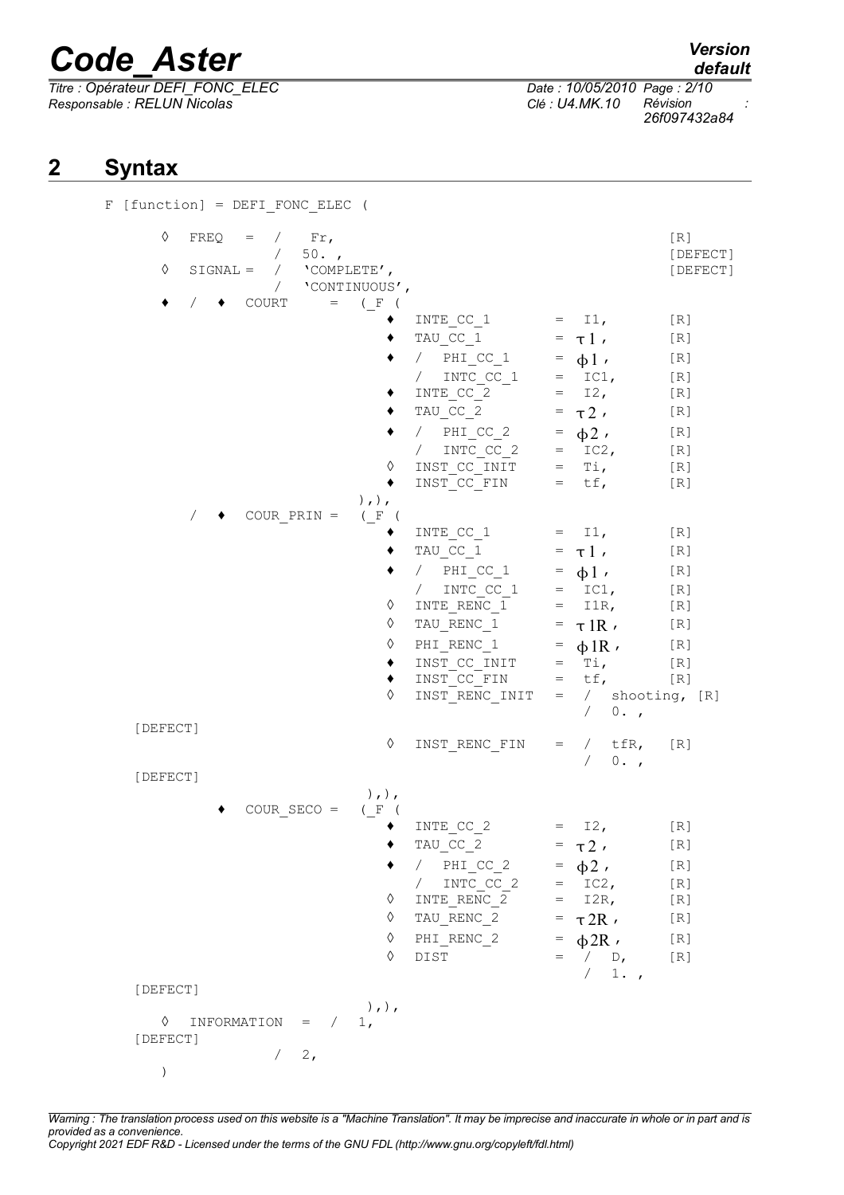## 2 Syntax

```
F [function] = DEFI_FONC_ELEC (

    ◊  FREQ   =  /   Fr,                                              [R]
                 /  50. ,                                             [DEFECT]
    ◊  SIGNAL =  /  'COMPLETE',                                       [DEFECT]
                 /  'CONTINUOUS',
    ♦  /  ♦  COURT      =  (_F (
                              ♦   INTE_CC_1        =  I1,             [R]
                              ♦   TAU_CC_1         =  τ1 ,            [R]
                              ♦   /  PHI_CC_1      =  ϕ1 ,            [R]
                                  /  INTC_CC_1     =  IC1,            [R]
                              ♦   INTE_CC_2        =  I2,             [R]
                              ♦   TAU_CC_2         =  τ2 ,            [R]
                              ♦   /  PHI_CC_2      =  ϕ2 ,            [R]
                                  /  INTC_CC_2     =  IC2,            [R]
                              ◊   INST_CC_INIT     =  Ti,             [R]
                              ♦   INST_CC_FIN      =  tf,             [R]
                           ),),
       /  ♦  COUR_PRIN =  (_F (
                              ♦   INTE_CC_1        =  I1,             [R]
                              ♦   TAU_CC_1         =  τ1 ,            [R]
                              ♦   /  PHI_CC_1      =  ϕ1 ,            [R]
                                  /  INTC_CC_1     =  IC1,            [R]
                              ◊   INTE_RENC_1      =  I1R,            [R]
                              ◊   TAU_RENC_1       =  τ1R ,           [R]
                              ◊   PHI_RENC_1       =  ϕ1R ,           [R]
                              ♦   INST_CC_INIT     =  Ti,             [R]
                              ♦   INST_CC_FIN      =  tf,             [R]
                              ◊   INST_RENC_INIT   =  /  shooting, [R]
                                                      /  0. ,
    [DEFECT]
                              ◊   INST_RENC_FIN    =  /  tfR,   [R]
                                                      /  0. ,
    [DEFECT]
                            ),),
          ♦  COUR_SECO =  (_F (
                              ♦   INTE_CC_2        =  I2,             [R]
                              ♦   TAU_CC_2         =  τ2 ,            [R]
                              ♦   /  PHI_CC_2      =  ϕ2 ,            [R]
                                  /  INTC_CC_2     =  IC2,            [R]
                              ◊   INTE_RENC_2      =  I2R,            [R]
                              ◊   TAU_RENC_2       =  τ2R ,           [R]
                              ◊   PHI_RENC_2       =  ϕ2R ,           [R]
                              ◊   DIST             =  /  D,           [R]
                                                      /  1. ,
    [DEFECT]
                            ),),
    ◊  INFORMATION  =  /  1,
    [DEFECT]
                       /  2,
    )
```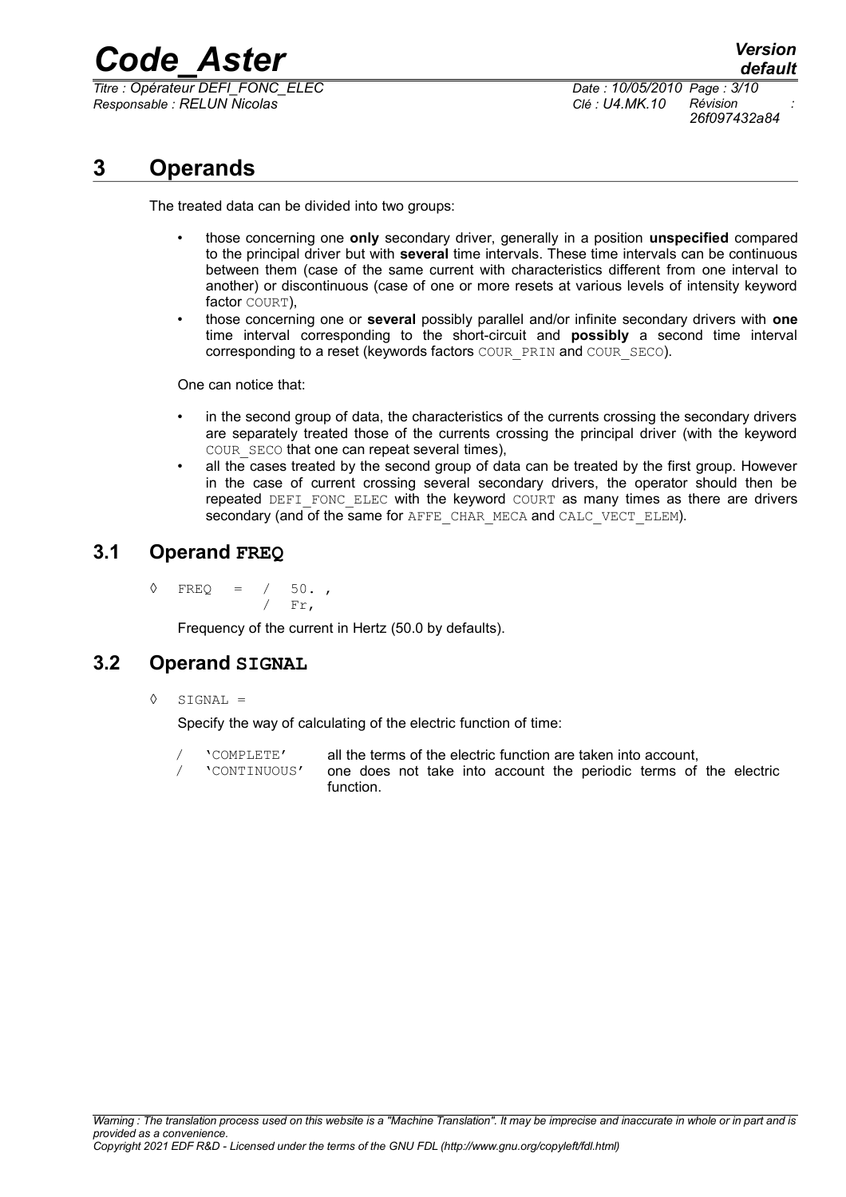# 3 Operands

The treated data can be divided into two groups:

- those concerning one **only** secondary driver, generally in a position **unspecified** compared to the principal driver but with **several** time intervals. These time intervals can be continuous between them (case of the same current with characteristics different from one interval to another) or discontinuous (case of one or more resets at various levels of intensity keyword factor `COURT`),
- those concerning one or **several** possibly parallel and/or infinite secondary drivers with **one** time interval corresponding to the short-circuit and **possibly** a second time interval corresponding to a reset (keywords factors `COUR_PRIN` and `COUR_SECO`).

One can notice that:

- in the second group of data, the characteristics of the currents crossing the secondary drivers are separately treated those of the currents crossing the principal driver (with the keyword `COUR_SECO` that one can repeat several times),
- all the cases treated by the second group of data can be treated by the first group. However in the case of current crossing several secondary drivers, the operator should then be repeated `DEFI_FONC_ELEC` with the keyword `COURT` as many times as there are drivers secondary (and of the same for `AFFE_CHAR_MECA` and `CALC_VECT_ELEM`).

## 3.1 Operand FREQ

```
◊  FREQ  =  /  50. ,
            /  Fr,
```

Frequency of the current in Hertz (50.0 by defaults).

## 3.2 Operand SIGNAL

```
◊  SIGNAL =
```

Specify the way of calculating of the electric function of time:

| | | |
|---|---|---|
| / | 'COMPLETE' | all the terms of the electric function are taken into account, |
| / | 'CONTINUOUS' | one does not take into account the periodic terms of the electric function. |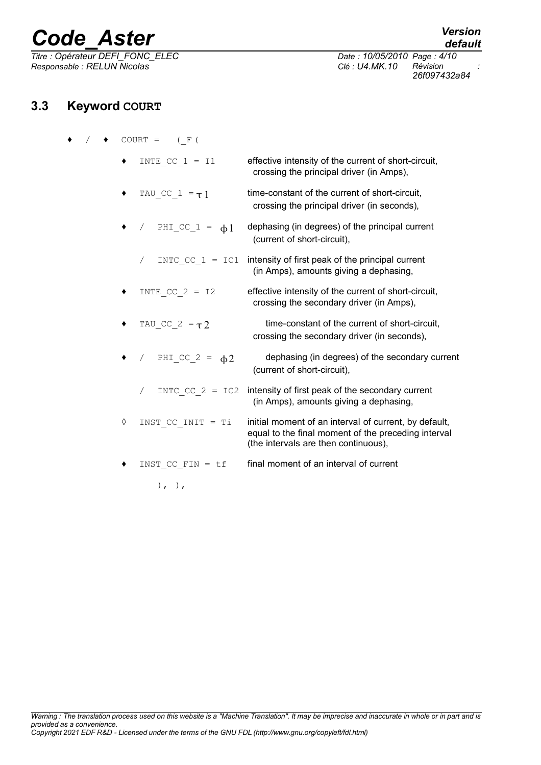## 3.3 Keyword COURT

```
♦ / ♦ COURT =   (_F (

         ♦  INTE_CC_1 = I1          effective intensity of the current of short-circuit,
                                      crossing the principal driver (in Amps),

         ♦  TAU_CC_1 = τ1           time-constant of the current of short-circuit,
                                      crossing the principal driver (in seconds),

         ♦  /  PHI_CC_1 = ϕ1        dephasing (in degrees) of the principal current
                                      (current of short-circuit),

            /  INTC_CC_1 = IC1      intensity of first peak of the principal current
                                      (in Amps), amounts giving a dephasing,

         ♦  INTE_CC_2 = I2          effective intensity of the current of short-circuit,
                                      crossing the secondary driver (in Amps),

         ♦  TAU_CC_2 = τ2           time-constant of the current of short-circuit,
                                      crossing the secondary driver (in seconds),

         ♦  /  PHI_CC_2 = ϕ2        dephasing (in degrees) of the secondary current
                                      (current of short-circuit),

            /  INTC_CC_2 = IC2      intensity of first peak of the secondary current
                                      (in Amps), amounts giving a dephasing,

         ◊  INST_CC_INIT = Ti       initial moment of an interval of current, by default,
                                    equal to the final moment of the preceding interval
                                    (the intervals are then continuous),

         ♦  INST_CC_FIN = tf        final moment of an interval of current

               ), ),
```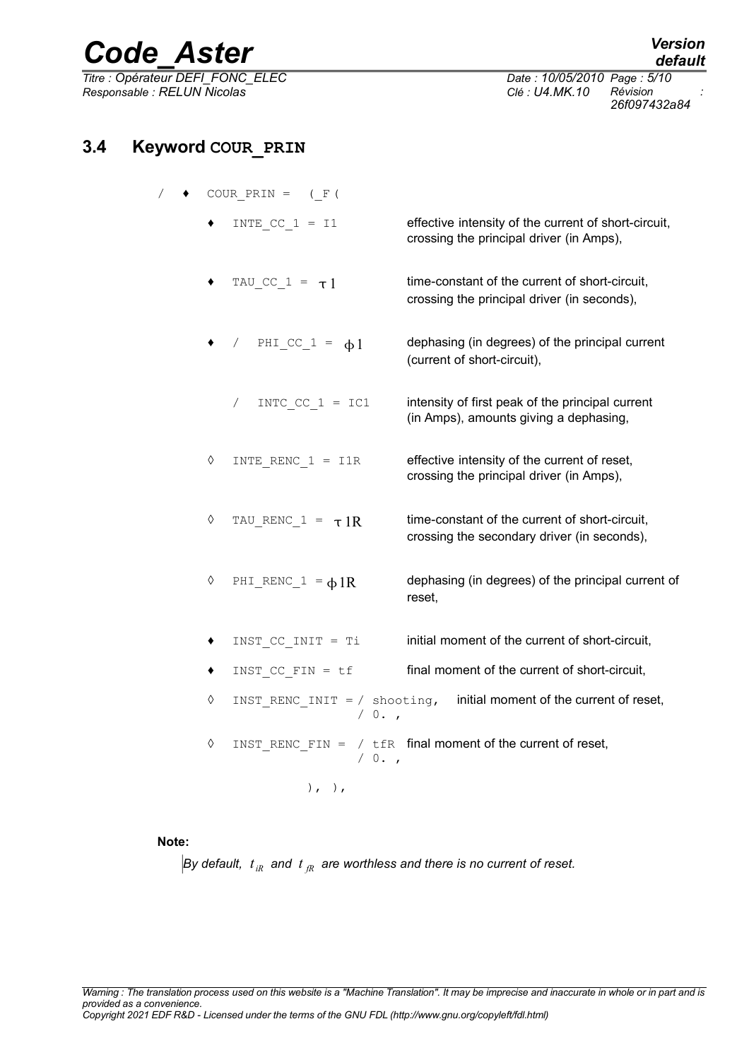## 3.4 Keyword COUR_PRIN

```
/ ♦ COUR_PRIN =   (_F (
      ♦  INTE_CC_1 = I1              effective intensity of the current of short-circuit,
                                     crossing the principal driver (in Amps),

      ♦  TAU_CC_1 = τ1               time-constant of the current of short-circuit,
                                     crossing the principal driver (in seconds),

      ♦  /  PHI_CC_1 = φ1            dephasing (in degrees) of the principal current
                                     (current of short-circuit),

         /  INTC_CC_1 = IC1          intensity of first peak of the principal current
                                     (in Amps), amounts giving a dephasing,

      ◊  INTE_RENC_1 = I1R           effective intensity of the current of reset,
                                     crossing the principal driver (in Amps),

      ◊  TAU_RENC_1 = τ1R            time-constant of the current of short-circuit,
                                     crossing the secondary driver (in seconds),

      ◊  PHI_RENC_1 = φ1R            dephasing (in degrees) of the principal current of
                                     reset,

      ♦  INST_CC_INIT = Ti           initial moment of the current of short-circuit,

      ♦  INST_CC_FIN = tf            final moment of the current of short-circuit,

      ◊  INST_RENC_INIT = / shooting,    initial moment of the current of reset,
                          / 0. ,

      ◊  INST_RENC_FIN =  / tfR    final moment of the current of reset,
                          / 0. ,

                  ), ),
```

**Note:**

*By default, $t_{iR}$ and $t_{fR}$ are worthless and there is no current of reset.*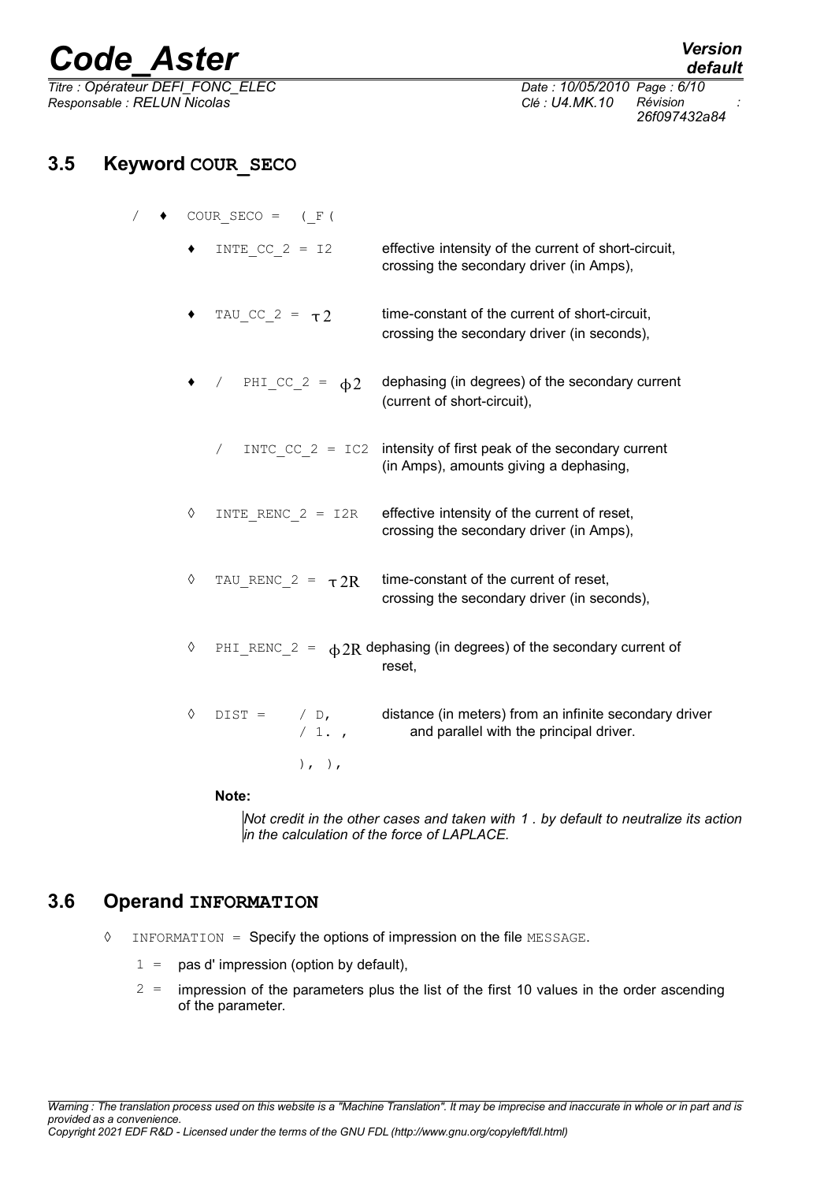### 3.5 Keyword COUR_SECO

/ ♦ `COUR_SECO = (_F (`

♦ `INTE_CC_2 = I2` effective intensity of the current of short-circuit, crossing the secondary driver (in Amps),

♦ `TAU_CC_2 =` $\tau 2$ time-constant of the current of short-circuit, crossing the secondary driver (in seconds),

♦ / `PHI_CC_2 =` $\phi 2$ dephasing (in degrees) of the secondary current (current of short-circuit),

/ `INTC_CC_2 = IC2` intensity of first peak of the secondary current (in Amps), amounts giving a dephasing,

◊ `INTE_RENC_2 = I2R` effective intensity of the current of reset, crossing the secondary driver (in Amps),

◊ `TAU_RENC_2 =` $\tau 2R$ time-constant of the current of reset, crossing the secondary driver (in seconds),

◊ `PHI_RENC_2 =` $\phi 2R$ dephasing (in degrees) of the secondary current of reset,

◊ `DIST = / D,` distance (in meters) from an infinite secondary driver
`/ 1. ,` and parallel with the principal driver.

`), ),`

**Note:**

*Not credit in the other cases and taken with 1 . by default to neutralize its action in the calculation of the force of LAPLACE.*

### 3.6 Operand INFORMATION

◊ `INFORMATION =` Specify the options of impression on the file `MESSAGE`.

- `1 =` pas d' impression (option by default),
- `2 =` impression of the parameters plus the list of the first 10 values in the order ascending of the parameter.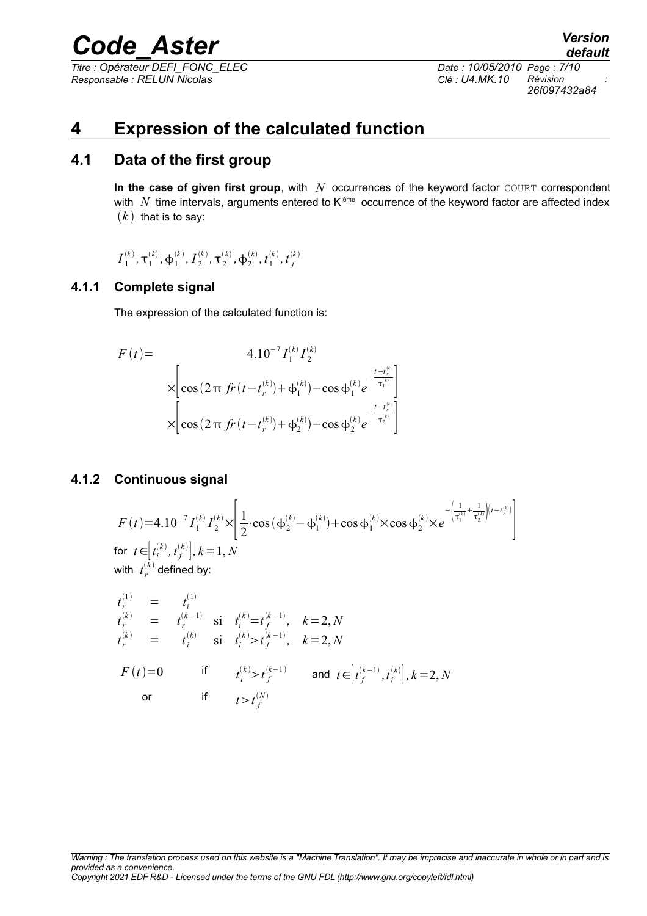# 4 Expression of the calculated function

## 4.1 Data of the first group

**In the case of given first group**, with $N$ occurrences of the keyword factor COURT correspondent with $N$ time intervals, arguments entered to K[ième] occurrence of the keyword factor are affected index $(k)$ that is to say:

$$I_1^{(k)}, \tau_1^{(k)}, \phi_1^{(k)}, I_2^{(k)}, \tau_2^{(k)}, \phi_2^{(k)}, t_1^{(k)}, t_f^{(k)}$$

### 4.1.1 Complete signal

The expression of the calculated function is:

$$F(t) = 4.10^{-7} I_1^{(k)} I_2^{(k)} \times \left[\cos\left(2\pi\, fr\,(t-t_r^{(k)})+\phi_1^{(k)}\right)-\cos\phi_1^{(k)} e^{-\frac{t-t_r^{(k)}}{\tau_1^{(k)}}}\right] \times \left[\cos\left(2\pi\, fr\,(t-t_r^{(k)})+\phi_2^{(k)}\right)-\cos\phi_2^{(k)} e^{-\frac{t-t_r^{(k)}}{\tau_2^{(k)}}}\right]$$

### 4.1.2 Continuous signal

$$F(t)=4.10^{-7} I_1^{(k)} I_2^{(k)} \times \left[\frac{1}{2}\cdot\cos(\phi_2^{(k)}-\phi_1^{(k)})+\cos\phi_1^{(k)}\times\cos\phi_2^{(k)}\times e^{-\left(\frac{1}{\tau_1^{(k)}}+\frac{1}{\tau_2^{(k)}}\right)(t-t_r^{(k)})}\right]$$

for $t\in\left[t_i^{(k)}, t_f^{(k)}\right], k=1, N$

with $t_r^{(k)}$ defined by:

$$\begin{array}{lll} t_r^{(1)} & = & t_i^{(1)} \\ t_r^{(k)} & = & t_r^{(k-1)} \quad \text{si} \quad t_i^{(k)}=t_f^{(k-1)}, \quad k=2, N \\ t_r^{(k)} & = & t_i^{(k)} \quad \text{si} \quad t_i^{(k)}>t_f^{(k-1)}, \quad k=2, N \end{array}$$

$F(t)=0$ if $t_i^{(k)}>t_f^{(k-1)}$ and $t\in\left[t_f^{(k-1)}, t_i^{(k)}\right], k=2, N$

or if $t>t_f^{(N)}$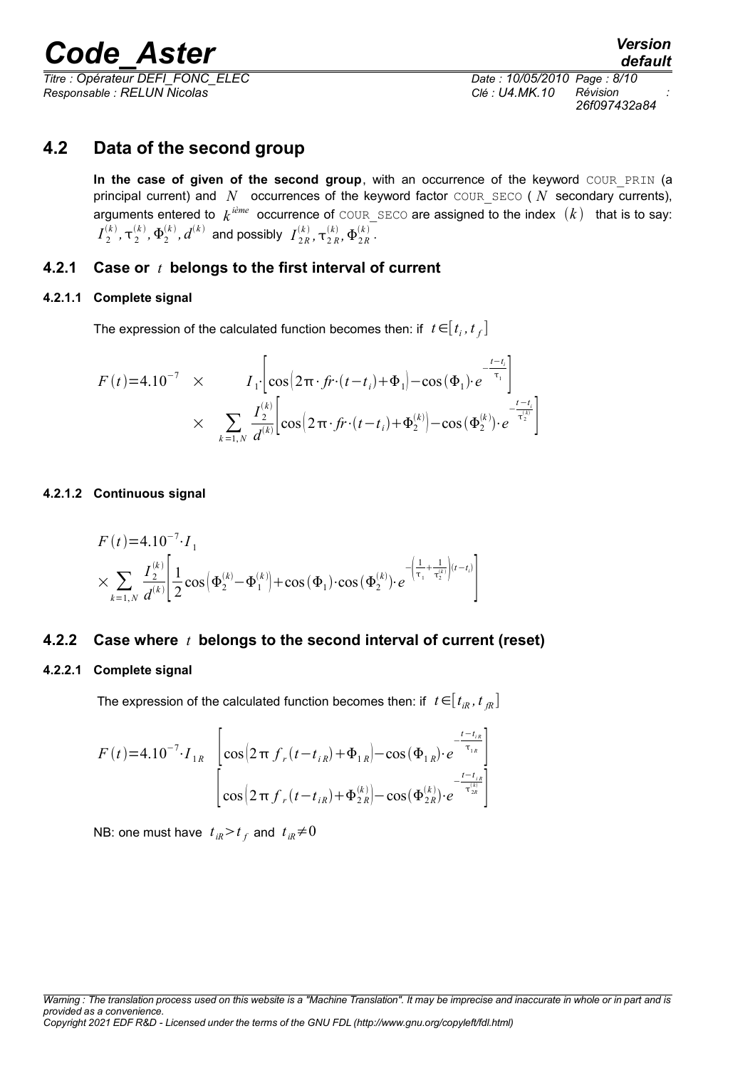## 4.2 Data of the second group

**In the case of given of the second group**, with an occurrence of the keyword COUR_PRIN (a principal current) and $N$ occurrences of the keyword factor COUR_SECO ( $N$ secondary currents), arguments entered to $k^{ième}$ occurrence of COUR_SECO are assigned to the index $(k)$ that is to say: $I_2^{(k)}, \tau_2^{(k)}, \Phi_2^{(k)}, d^{(k)}$ and possibly $I_{2R}^{(k)}, \tau_{2R}^{(k)}, \Phi_{2R}^{(k)}$.

### 4.2.1 Case or $t$ belongs to the first interval of current

#### 4.2.1.1 Complete signal

The expression of the calculated function becomes then: if $t \in [t_i, t_f]$

$$F(t)=4.10^{-7} \times I_1 \cdot \left[ \cos\left(2\pi \cdot fr \cdot (t-t_i)+\Phi_1\right) - \cos(\Phi_1) \cdot e^{-\frac{t-t_i}{\tau_1}} \right] \times \sum_{k=1,N} \frac{I_2^{(k)}}{d^{(k)}} \left[ \cos\left(2\pi \cdot fr \cdot (t-t_i)+\Phi_2^{(k)}\right) - \cos(\Phi_2^{(k)}) \cdot e^{-\frac{t-t_i}{\tau_2^{(k)}}} \right]$$

#### 4.2.1.2 Continuous signal

$$F(t)=4.10^{-7} \cdot I_1 \times \sum_{k=1,N} \frac{I_2^{(k)}}{d^{(k)}} \left[ \frac{1}{2} \cos\left(\Phi_2^{(k)} - \Phi_1^{(k)}\right) + \cos(\Phi_1) \cdot \cos(\Phi_2^{(k)}) \cdot e^{-\left(\frac{1}{\tau_1}+\frac{1}{\tau_2^{(k)}}\right)(t-t_i)} \right]$$

### 4.2.2 Case where $t$ belongs to the second interval of current (reset)

#### 4.2.2.1 Complete signal

The expression of the calculated function becomes then: if $t \in [t_{iR}, t_{fR}]$

$$F(t)=4.10^{-7} \cdot I_{1R} \left[ \cos\left(2\pi f_r (t-t_{iR})+\Phi_{1R}\right) - \cos(\Phi_{1R}) \cdot e^{-\frac{t-t_{iR}}{\tau_{1R}}} \right] \left[ \cos\left(2\pi f_r (t-t_{iR})+\Phi_{2R}^{(k)}\right) - \cos(\Phi_{2R}^{(k)}) \cdot e^{-\frac{t-t_{iR}}{\tau_{2R}^{(k)}}} \right]$$

NB: one must have $t_{iR} > t_f$ and $t_{iR} \neq 0$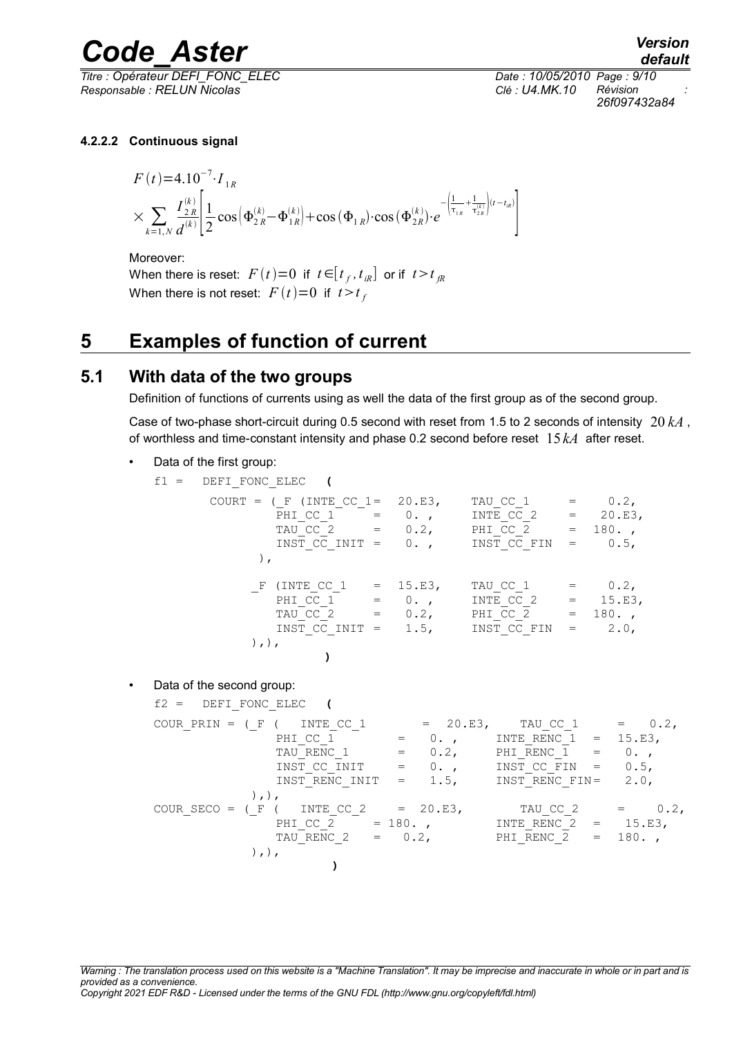#### 4.2.2.2 Continuous signal

$$F(t)=4.10^{-7}\cdot I_{1R}$$
$$\times \sum_{k=1,N} \frac{I_{2R}^{(k)}}{d^{(k)}}\left[\frac{1}{2}\cos\left(\Phi_{2R}^{(k)}-\Phi_{1R}^{(k)}\right)+\cos\left(\Phi_{1R}\right)\cdot\cos\left(\Phi_{2R}^{(k)}\right)\cdot e^{-\left(\frac{1}{\tau_{1R}}+\frac{1}{\tau_{2R}^{(k)}}\right)(t-t_{iR})}\right]$$

Moreover:

When there is reset: $F(t)=0$ if $t\in[t_f, t_{iR}]$ or if $t>t_{fR}$

When there is not reset: $F(t)=0$ if $t>t_f$

# 5 Examples of function of current

## 5.1 With data of the two groups

Definition of functions of currents using as well the data of the first group as of the second group.

Case of two-phase short-circuit during 0.5 second with reset from 1.5 to 2 seconds of intensity $20\,kA$, of worthless and time-constant intensity and phase 0.2 second before reset $15\,kA$ after reset.

- Data of the first group:

```
f1 =   DEFI_FONC_ELEC   (
        COURT = (_F (INTE_CC_1=  20.E3,    TAU_CC_1     =    0.2,
                PHI_CC_1     =   0. ,      INTE_CC_2    =   20.E3,
                TAU_CC_2     =   0.2,      PHI_CC_2     =  180. ,
                INST_CC_INIT =   0. ,      INST_CC_FIN  =    0.5,
             ),

             _F (INTE_CC_1   =  15.E3,     TAU_CC_1     =    0.2,
                PHI_CC_1     =   0. ,      INTE_CC_2    =   15.E3,
                TAU_CC_2     =   0.2,      PHI_CC_2     =  180. ,
                INST_CC_INIT =   1.5,      INST_CC_FIN  =    2.0,
            ),),
                      )
```

- Data of the second group:

```
f2 =   DEFI_FONC_ELEC   (
COUR_PRIN = (_F (   INTE_CC_1       =  20.E3,    TAU_CC_1      =   0.2,
                PHI_CC_1         =   0. ,      INTE_RENC_1  =  15.E3,
                TAU_RENC_1       =   0.2,      PHI_RENC_1   =   0. ,
                INST_CC_INIT     =   0. ,      INST_CC_FIN  =   0.5,
                INST_RENC_INIT   =   1.5,      INST_RENC_FIN=   2.0,
            ),),
COUR_SECO = (_F (   INTE_CC_2    =  20.E3,       TAU_CC_2      =     0.2,
                PHI_CC_2     = 180. ,          INTE_RENC_2  =   15.E3,
                TAU_RENC_2   =   0.2,          PHI_RENC_2   =  180. ,
            ),),
                       )
```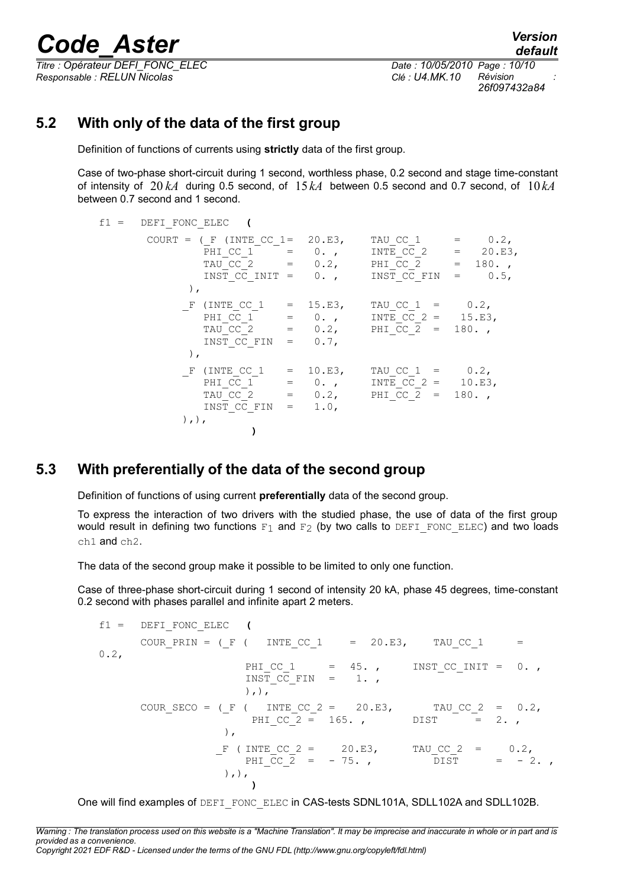## 5.2 With only of the data of the first group

Definition of functions of currents using **strictly** data of the first group.

Case of two-phase short-circuit during 1 second, worthless phase, 0.2 second and stage time-constant of intensity of $20\,kA$ during 0.5 second, of $15\,kA$ between 0.5 second and 0.7 second, of $10\,kA$ between 0.7 second and 1 second.

```
f1 =   DEFI_FONC_ELEC   (
        COURT = (_F (INTE_CC_1=  20.E3,     TAU_CC_1      =     0.2,
                PHI_CC_1      =   0. ,      INTE_CC_2     =   20.E3,
                TAU_CC_2      =   0.2,      PHI_CC_2      =  180. ,
                INST_CC_INIT =    0. ,      INST_CC_FIN   =     0.5,
             ),
             _F (INTE_CC_1    =  15.E3,     TAU_CC_1  =     0.2,
                PHI_CC_1      =   0. ,      INTE_CC_2 =    15.E3,
                TAU_CC_2      =   0.2,      PHI_CC_2  =   180. ,
                INST_CC_FIN   =   0.7,
             ),
             _F (INTE_CC_1    =  10.E3,     TAU_CC_1  =     0.2,
                PHI_CC_1      =   0. ,      INTE_CC_2 =    10.E3,
                TAU_CC_2      =   0.2,      PHI_CC_2  =   180. ,
                INST_CC_FIN   =   1.0,
             ),),
                      )
```

## 5.3 With preferentially of the data of the second group

Definition of functions of using current **preferentially** data of the second group.

To express the interaction of two drivers with the studied phase, the use of data of the first group would result in defining two functions $F_1$ and $F_2$ (by two calls to DEFI_FONC_ELEC) and two loads ch1 and ch2.

The data of the second group make it possible to be limited to only one function.

Case of three-phase short-circuit during 1 second of intensity 20 kA, phase 45 degrees, time-constant 0.2 second with phases parallel and infinite apart 2 meters.

```
f1 =   DEFI_FONC_ELEC   (
       COUR_PRIN = (_F (   INTE_CC_1     =  20.E3,     TAU_CC_1      =
0.2,
                       PHI_CC_1      =  45. ,      INST_CC_INIT =   0. ,
                       INST_CC_FIN   =    1. ,
                       ),),
       COUR_SECO = (_F (   INTE_CC_2 =    20.E3,       TAU_CC_2  =  0.2,
                      PHI_CC_2 =  165. ,        DIST       =  2. ,
                  ),
                  _F ( INTE_CC_2 =     20.E3,      TAU_CC_2  =      0.2,
                      PHI_CC_2  =  - 75. ,          DIST       =  - 2. ,
                  ),),
                      )
```

One will find examples of DEFI_FONC_ELEC in CAS-tests SDNL101A, SDLL102A and SDLL102B.